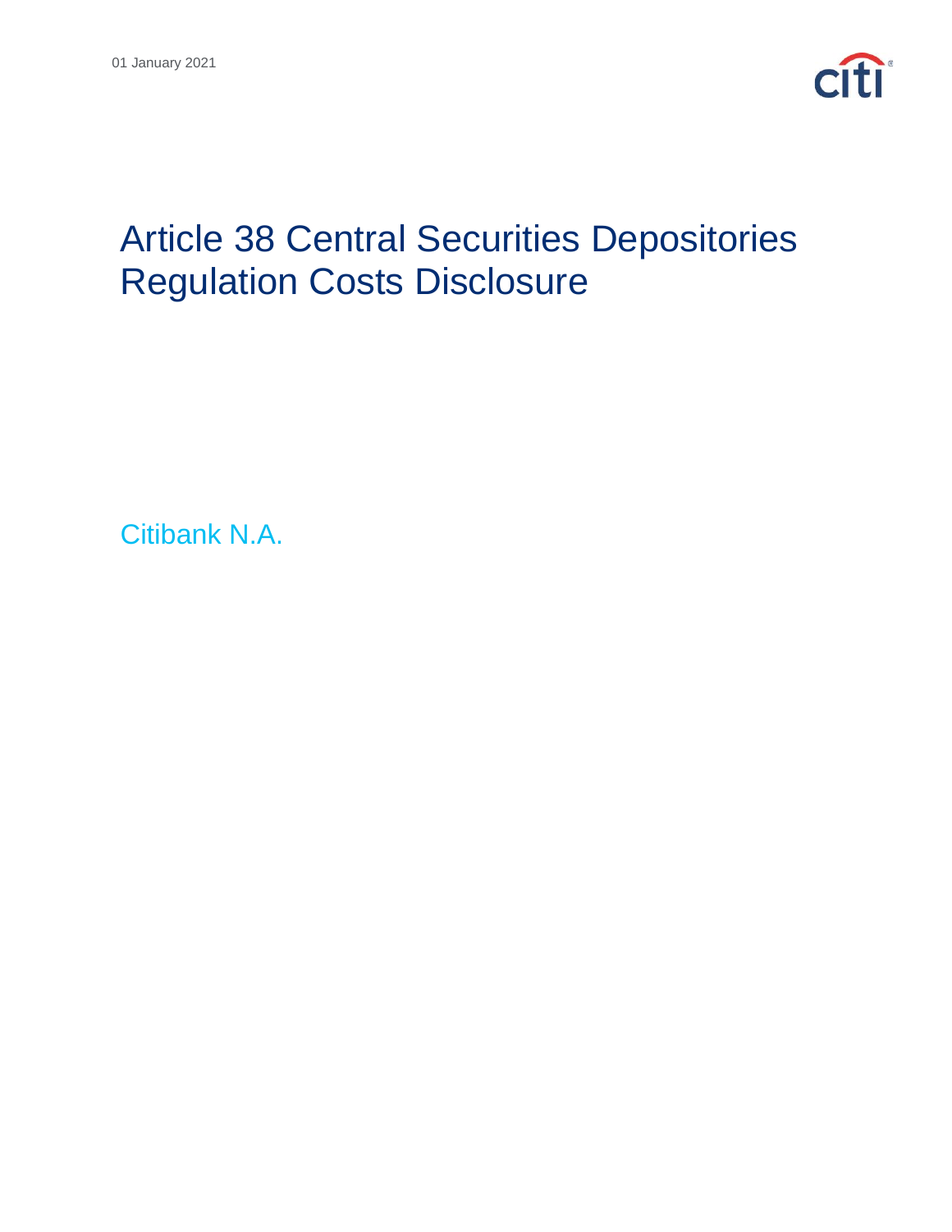01 January 2021

# Article 38 Central Securities Depositories Regulation Costs Disclosure

Citibank N.A.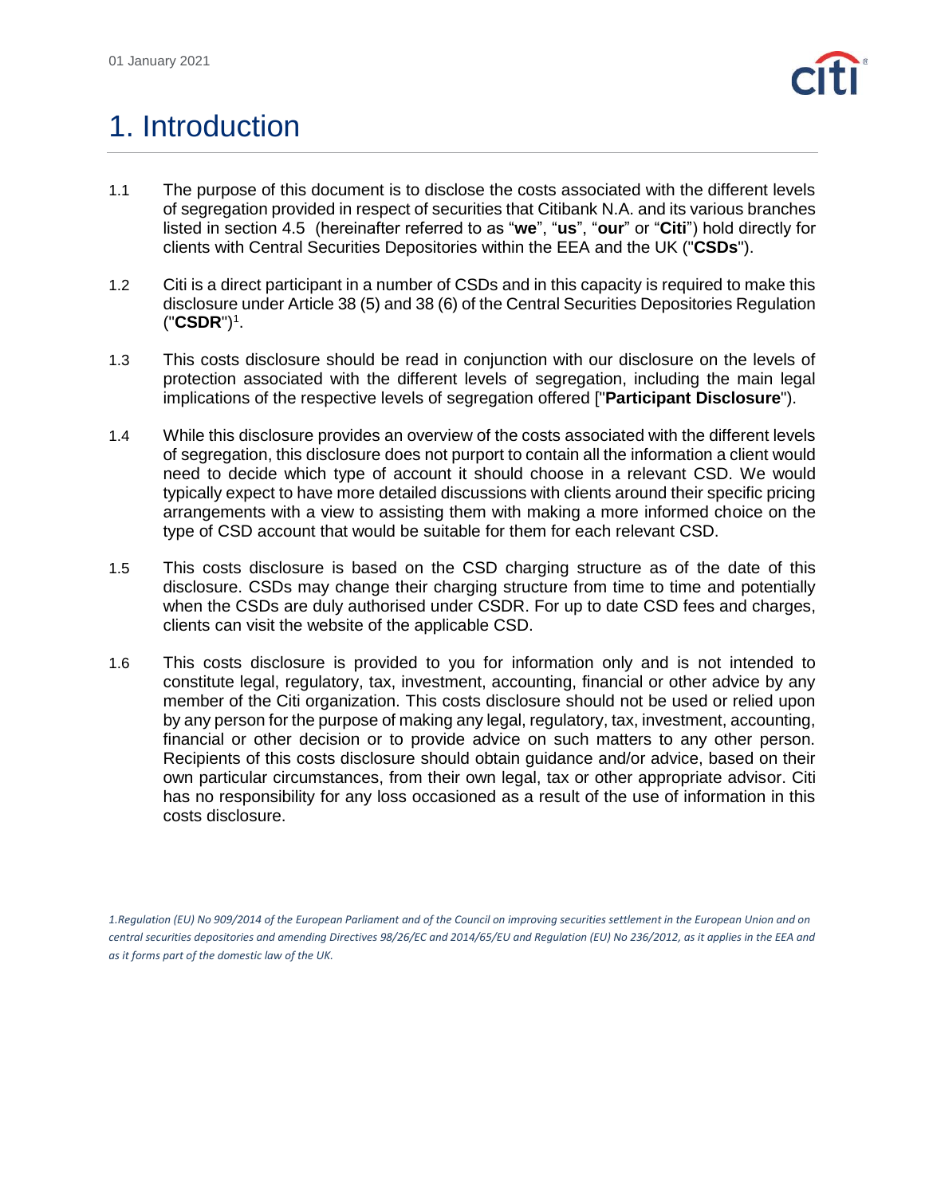# 1. Introduction

1.1 The purpose of this document is to disclose the costs associated with the different levels of segregation provided in respect of securities that Citibank N.A. and its various branches listed in section 4.5 (hereinafter referred to as "**we**", "**us**", "**our**" or "**Citi**") hold directly for clients with Central Securities Depositories within the EEA and the UK ("**CSDs**").

1.2 Citi is a direct participant in a number of CSDs and in this capacity is required to make this disclosure under Article 38 (5) and 38 (6) of the Central Securities Depositories Regulation ("**CSDR**")[1].

1.3 This costs disclosure should be read in conjunction with our disclosure on the levels of protection associated with the different levels of segregation, including the main legal implications of the respective levels of segregation offered ["**Participant Disclosure**").

1.4 While this disclosure provides an overview of the costs associated with the different levels of segregation, this disclosure does not purport to contain all the information a client would need to decide which type of account it should choose in a relevant CSD. We would typically expect to have more detailed discussions with clients around their specific pricing arrangements with a view to assisting them with making a more informed choice on the type of CSD account that would be suitable for them for each relevant CSD.

1.5 This costs disclosure is based on the CSD charging structure as of the date of this disclosure. CSDs may change their charging structure from time to time and potentially when the CSDs are duly authorised under CSDR. For up to date CSD fees and charges, clients can visit the website of the applicable CSD.

1.6 This costs disclosure is provided to you for information only and is not intended to constitute legal, regulatory, tax, investment, accounting, financial or other advice by any member of the Citi organization. This costs disclosure should not be used or relied upon by any person for the purpose of making any legal, regulatory, tax, investment, accounting, financial or other decision or to provide advice on such matters to any other person. Recipients of this costs disclosure should obtain guidance and/or advice, based on their own particular circumstances, from their own legal, tax or other appropriate advisor. Citi has no responsibility for any loss occasioned as a result of the use of information in this costs disclosure.

*1.Regulation (EU) No 909/2014 of the European Parliament and of the Council on improving securities settlement in the European Union and on central securities depositories and amending Directives 98/26/EC and 2014/65/EU and Regulation (EU) No 236/2012, as it applies in the EEA and as it forms part of the domestic law of the UK.*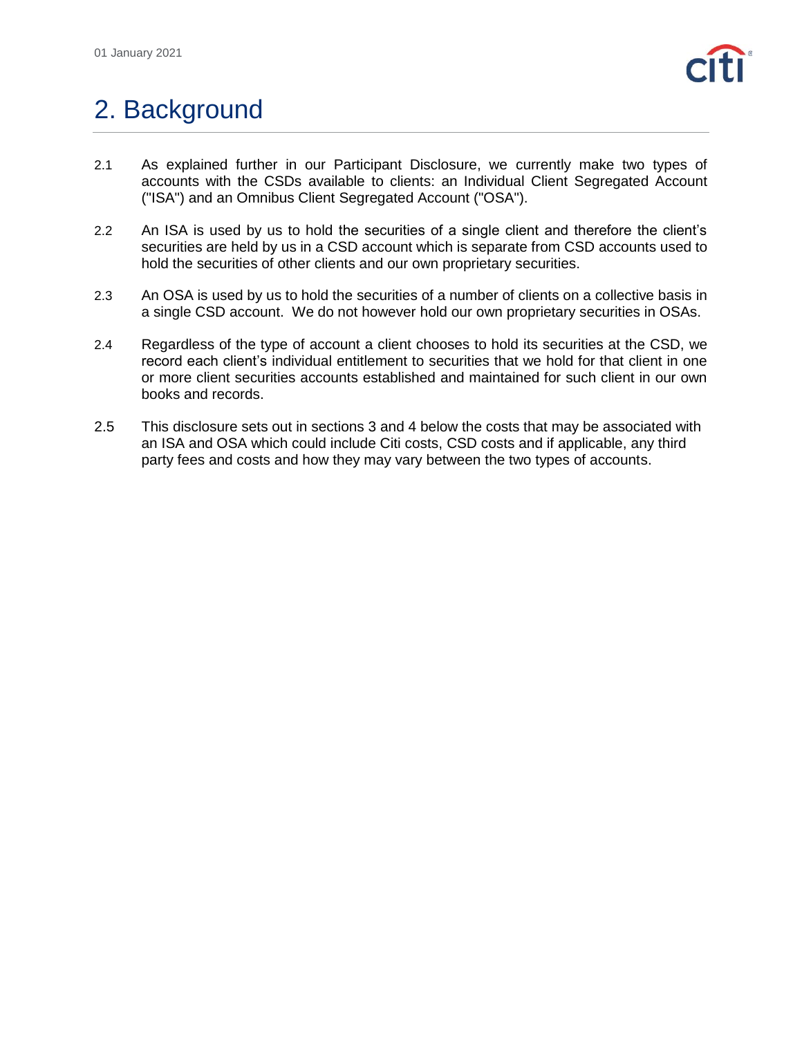# 2. Background

2.1 As explained further in our Participant Disclosure, we currently make two types of accounts with the CSDs available to clients: an Individual Client Segregated Account ("ISA") and an Omnibus Client Segregated Account ("OSA").

2.2 An ISA is used by us to hold the securities of a single client and therefore the client's securities are held by us in a CSD account which is separate from CSD accounts used to hold the securities of other clients and our own proprietary securities.

2.3 An OSA is used by us to hold the securities of a number of clients on a collective basis in a single CSD account. We do not however hold our own proprietary securities in OSAs.

2.4 Regardless of the type of account a client chooses to hold its securities at the CSD, we record each client's individual entitlement to securities that we hold for that client in one or more client securities accounts established and maintained for such client in our own books and records.

2.5 This disclosure sets out in sections 3 and 4 below the costs that may be associated with an ISA and OSA which could include Citi costs, CSD costs and if applicable, any third party fees and costs and how they may vary between the two types of accounts.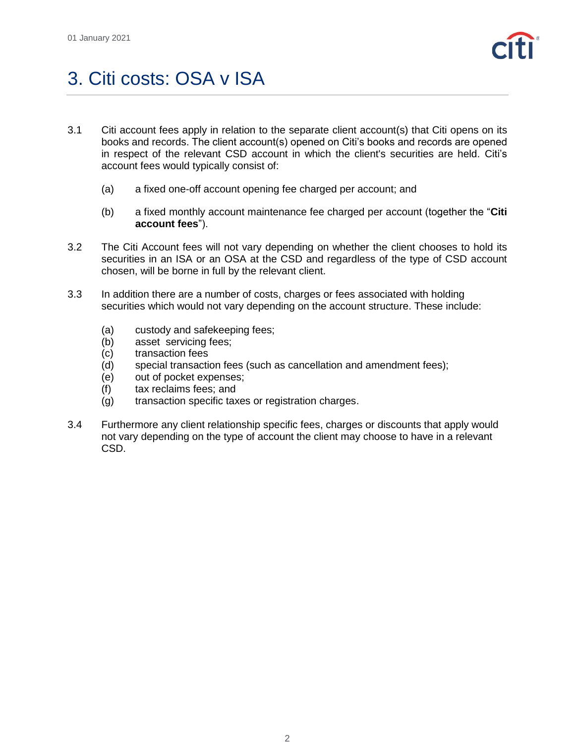# 3. Citi costs: OSA v ISA

3.1 Citi account fees apply in relation to the separate client account(s) that Citi opens on its books and records. The client account(s) opened on Citi's books and records are opened in respect of the relevant CSD account in which the client's securities are held. Citi's account fees would typically consist of:

(a) a fixed one-off account opening fee charged per account; and

(b) a fixed monthly account maintenance fee charged per account (together the "**Citi account fees**").

3.2 The Citi Account fees will not vary depending on whether the client chooses to hold its securities in an ISA or an OSA at the CSD and regardless of the type of CSD account chosen, will be borne in full by the relevant client.

3.3 In addition there are a number of costs, charges or fees associated with holding securities which would not vary depending on the account structure. These include:

(a) custody and safekeeping fees;
(b) asset servicing fees;
(c) transaction fees
(d) special transaction fees (such as cancellation and amendment fees);
(e) out of pocket expenses;
(f) tax reclaims fees; and
(g) transaction specific taxes or registration charges.

3.4 Furthermore any client relationship specific fees, charges or discounts that apply would not vary depending on the type of account the client may choose to have in a relevant CSD.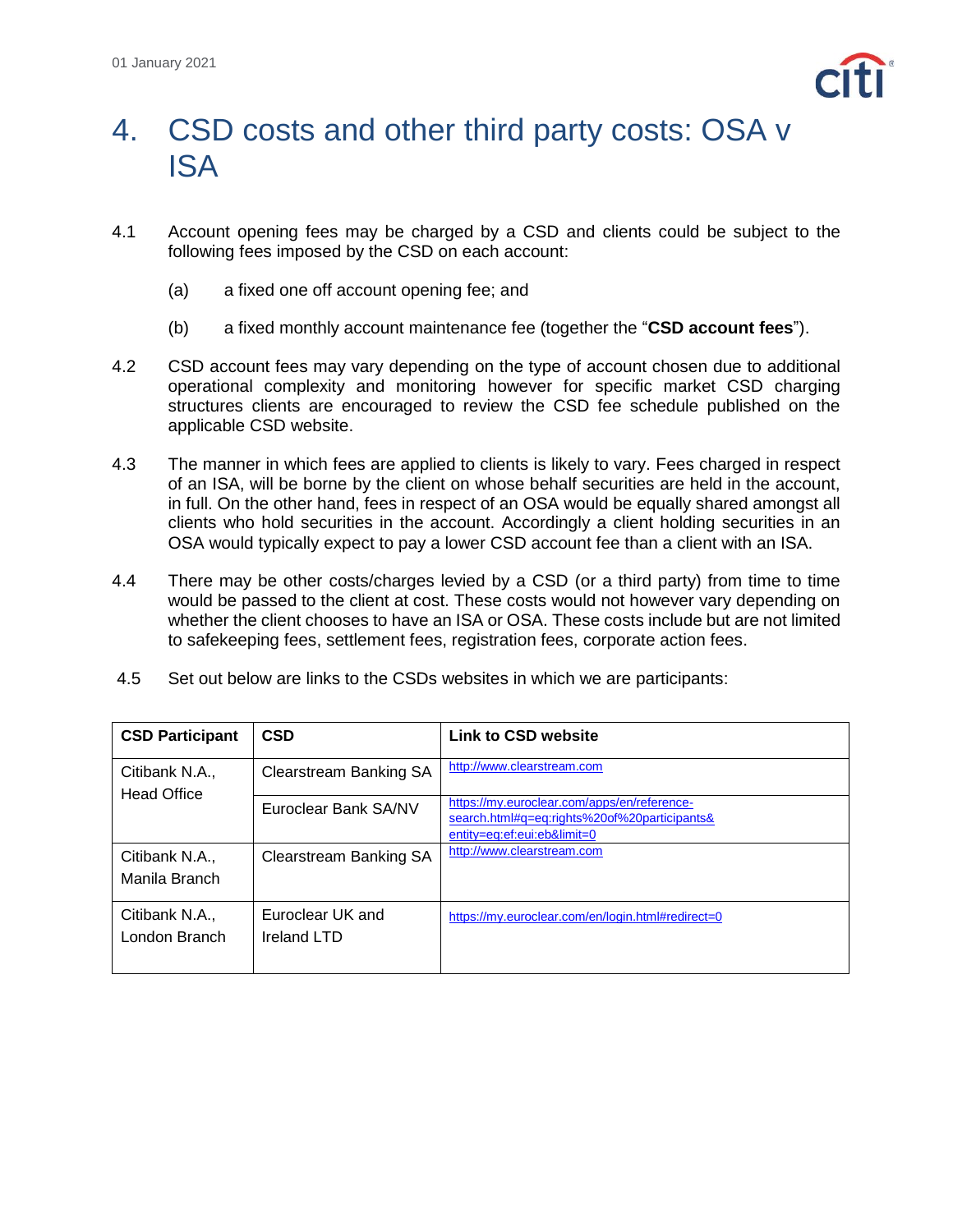# 4. CSD costs and other third party costs: OSA v ISA

4.1 Account opening fees may be charged by a CSD and clients could be subject to the following fees imposed by the CSD on each account:

(a) a fixed one off account opening fee; and

(b) a fixed monthly account maintenance fee (together the "**CSD account fees**").

4.2 CSD account fees may vary depending on the type of account chosen due to additional operational complexity and monitoring however for specific market CSD charging structures clients are encouraged to review the CSD fee schedule published on the applicable CSD website.

4.3 The manner in which fees are applied to clients is likely to vary. Fees charged in respect of an ISA, will be borne by the client on whose behalf securities are held in the account, in full. On the other hand, fees in respect of an OSA would be equally shared amongst all clients who hold securities in the account. Accordingly a client holding securities in an OSA would typically expect to pay a lower CSD account fee than a client with an ISA.

4.4 There may be other costs/charges levied by a CSD (or a third party) from time to time would be passed to the client at cost. These costs would not however vary depending on whether the client chooses to have an ISA or OSA. These costs include but are not limited to safekeeping fees, settlement fees, registration fees, corporate action fees.

4.5 Set out below are links to the CSDs websites in which we are participants:

| CSD Participant | CSD | Link to CSD website |
|---|---|---|
| Citibank N.A., Head Office | Clearstream Banking SA | http://www.clearstream.com |
| | Euroclear Bank SA/NV | https://my.euroclear.com/apps/en/reference-search.html#q=eq:rights%20of%20participants&entity=eq:ef:eui:eb&limit=0 |
| Citibank N.A., Manila Branch | Clearstream Banking SA | http://www.clearstream.com |
| Citibank N.A., London Branch | Euroclear UK and Ireland LTD | https://my.euroclear.com/en/login.html#redirect=0 |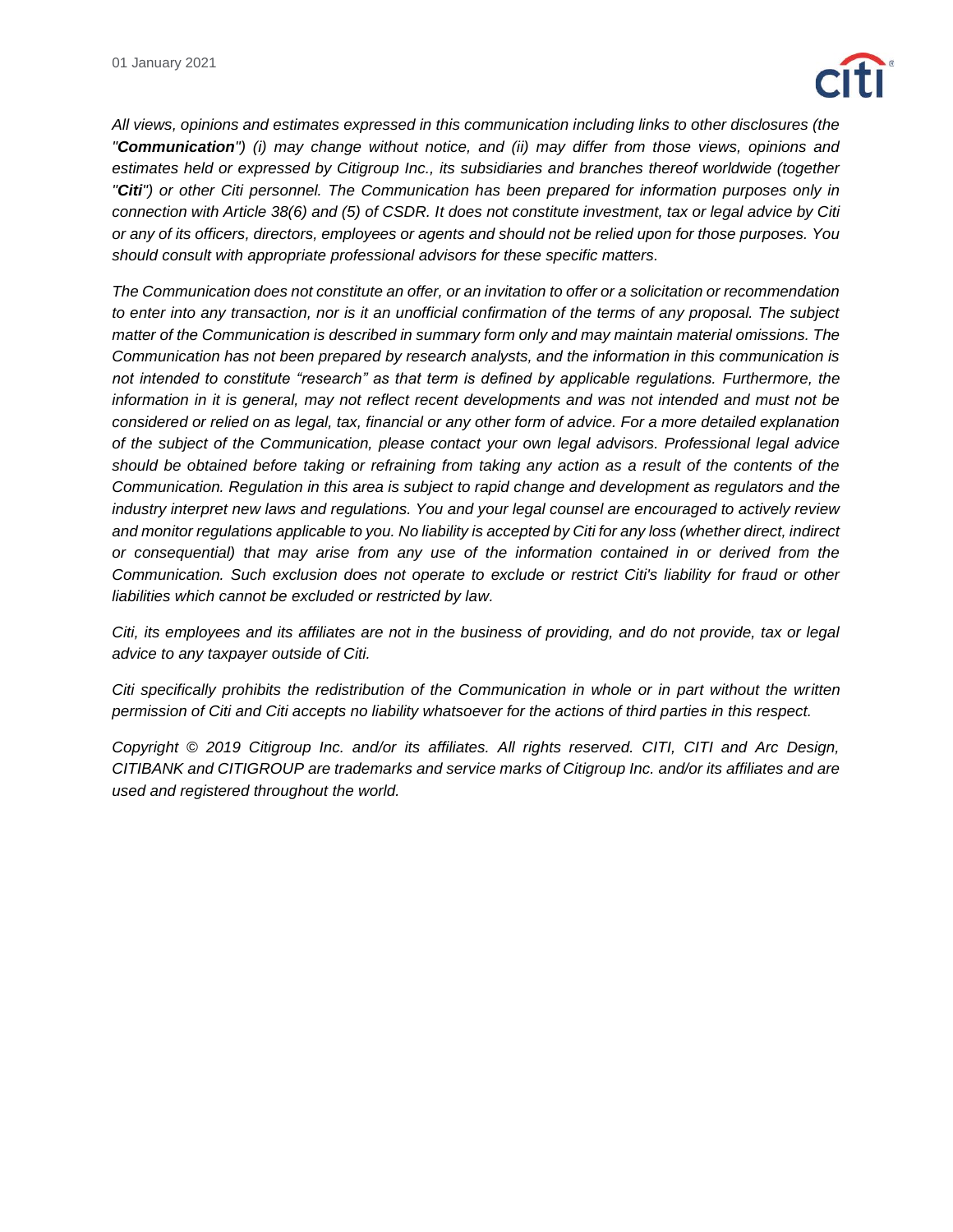*All views, opinions and estimates expressed in this communication including links to other disclosures (the "**Communication**") (i) may change without notice, and (ii) may differ from those views, opinions and estimates held or expressed by Citigroup Inc., its subsidiaries and branches thereof worldwide (together "**Citi**") or other Citi personnel. The Communication has been prepared for information purposes only in connection with Article 38(6) and (5) of CSDR. It does not constitute investment, tax or legal advice by Citi or any of its officers, directors, employees or agents and should not be relied upon for those purposes. You should consult with appropriate professional advisors for these specific matters.*

*The Communication does not constitute an offer, or an invitation to offer or a solicitation or recommendation to enter into any transaction, nor is it an unofficial confirmation of the terms of any proposal. The subject matter of the Communication is described in summary form only and may maintain material omissions. The Communication has not been prepared by research analysts, and the information in this communication is not intended to constitute "research" as that term is defined by applicable regulations. Furthermore, the information in it is general, may not reflect recent developments and was not intended and must not be considered or relied on as legal, tax, financial or any other form of advice. For a more detailed explanation of the subject of the Communication, please contact your own legal advisors. Professional legal advice should be obtained before taking or refraining from taking any action as a result of the contents of the Communication. Regulation in this area is subject to rapid change and development as regulators and the industry interpret new laws and regulations. You and your legal counsel are encouraged to actively review and monitor regulations applicable to you. No liability is accepted by Citi for any loss (whether direct, indirect or consequential) that may arise from any use of the information contained in or derived from the Communication. Such exclusion does not operate to exclude or restrict Citi's liability for fraud or other liabilities which cannot be excluded or restricted by law.*

*Citi, its employees and its affiliates are not in the business of providing, and do not provide, tax or legal advice to any taxpayer outside of Citi.*

*Citi specifically prohibits the redistribution of the Communication in whole or in part without the written permission of Citi and Citi accepts no liability whatsoever for the actions of third parties in this respect.*

*Copyright © 2019 Citigroup Inc. and/or its affiliates. All rights reserved. CITI, CITI and Arc Design, CITIBANK and CITIGROUP are trademarks and service marks of Citigroup Inc. and/or its affiliates and are used and registered throughout the world.*